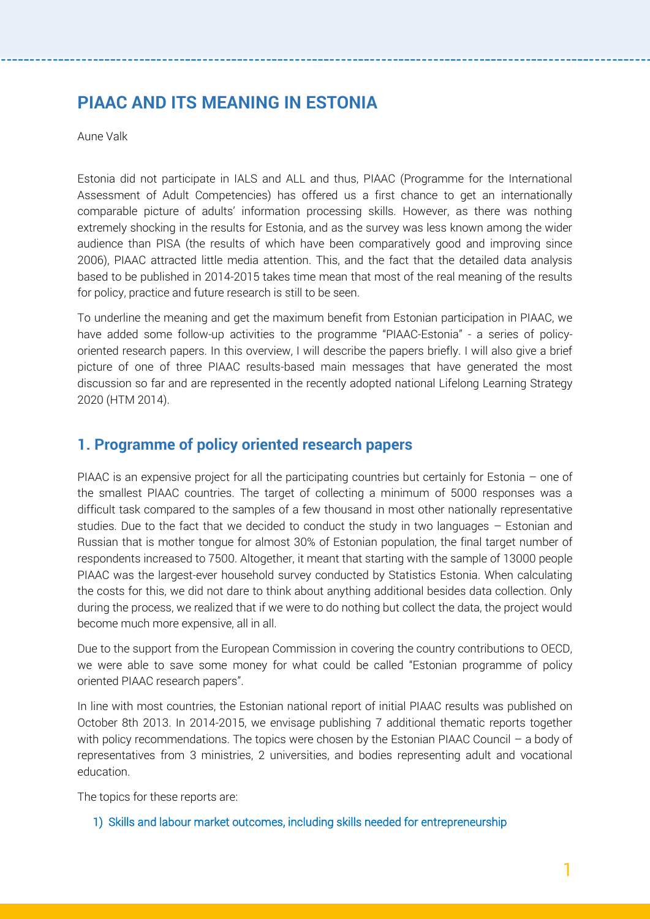# PIAAC AND ITS MEANING IN ESTONIA

Aune Valk

Estonia did not participate in IALS and ALL and thus, PIAAC (Programme for the International Assessment of Adult Competencies) has offered us a first chance to get an internationally comparable picture of adults' information processing skills. However, as there was nothing extremely shocking in the results for Estonia, and as the survey was less known among the wider audience than PISA (the results of which have been comparatively good and improving since 2006), PIAAC attracted little media attention. This, and the fact that the detailed data analysis based to be published in 2014-2015 takes time mean that most of the real meaning of the results for policy, practice and future research is still to be seen.

To underline the meaning and get the maximum benefit from Estonian participation in PIAAC, we have added some follow-up activities to the programme "PIAAC-Estonia" - a series of policy-oriented research papers. In this overview, I will describe the papers briefly. I will also give a brief picture of one of three PIAAC results-based main messages that have generated the most discussion so far and are represented in the recently adopted national Lifelong Learning Strategy 2020 (HTM 2014).

## 1. Programme of policy oriented research papers

PIAAC is an expensive project for all the participating countries but certainly for Estonia – one of the smallest PIAAC countries. The target of collecting a minimum of 5000 responses was a difficult task compared to the samples of a few thousand in most other nationally representative studies. Due to the fact that we decided to conduct the study in two languages – Estonian and Russian that is mother tongue for almost 30% of Estonian population, the final target number of respondents increased to 7500. Altogether, it meant that starting with the sample of 13000 people PIAAC was the largest-ever household survey conducted by Statistics Estonia. When calculating the costs for this, we did not dare to think about anything additional besides data collection. Only during the process, we realized that if we were to do nothing but collect the data, the project would become much more expensive, all in all.

Due to the support from the European Commission in covering the country contributions to OECD, we were able to save some money for what could be called "Estonian programme of policy oriented PIAAC research papers".

In line with most countries, the Estonian national report of initial PIAAC results was published on October 8th 2013. In 2014-2015, we envisage publishing 7 additional thematic reports together with policy recommendations. The topics were chosen by the Estonian PIAAC Council – a body of representatives from 3 ministries, 2 universities, and bodies representing adult and vocational education.

The topics for these reports are:

1) Skills and labour market outcomes, including skills needed for entrepreneurship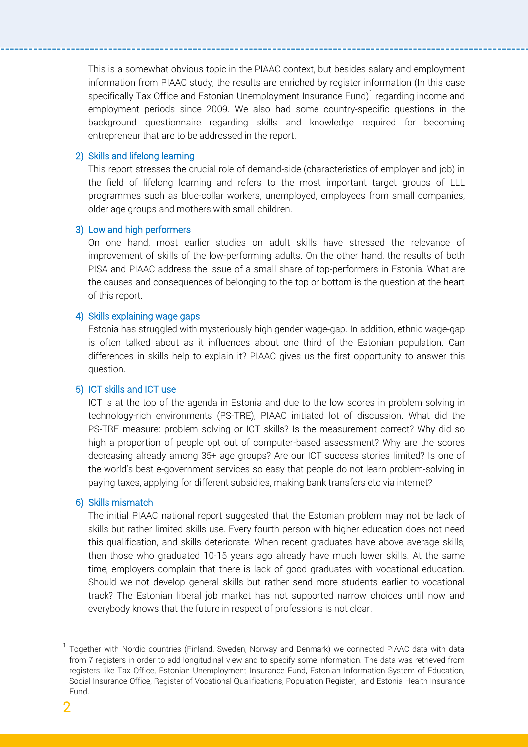This is a somewhat obvious topic in the PIAAC context, but besides salary and employment information from PIAAC study, the results are enriched by register information (In this case specifically Tax Office and Estonian Unemployment Insurance Fund)[1] regarding income and employment periods since 2009. We also had some country-specific questions in the background questionnaire regarding skills and knowledge required for becoming entrepreneur that are to be addressed in the report.

2) Skills and lifelong learning

This report stresses the crucial role of demand-side (characteristics of employer and job) in the field of lifelong learning and refers to the most important target groups of LLL programmes such as blue-collar workers, unemployed, employees from small companies, older age groups and mothers with small children.

3) Low and high performers

On one hand, most earlier studies on adult skills have stressed the relevance of improvement of skills of the low-performing adults. On the other hand, the results of both PISA and PIAAC address the issue of a small share of top-performers in Estonia. What are the causes and consequences of belonging to the top or bottom is the question at the heart of this report.

4) Skills explaining wage gaps

Estonia has struggled with mysteriously high gender wage-gap. In addition, ethnic wage-gap is often talked about as it influences about one third of the Estonian population. Can differences in skills help to explain it? PIAAC gives us the first opportunity to answer this question.

5) ICT skills and ICT use

ICT is at the top of the agenda in Estonia and due to the low scores in problem solving in technology-rich environments (PS-TRE), PIAAC initiated lot of discussion. What did the PS-TRE measure: problem solving or ICT skills? Is the measurement correct? Why did so high a proportion of people opt out of computer-based assessment? Why are the scores decreasing already among 35+ age groups? Are our ICT success stories limited? Is one of the world's best e-government services so easy that people do not learn problem-solving in paying taxes, applying for different subsidies, making bank transfers etc via internet?

6) Skills mismatch

The initial PIAAC national report suggested that the Estonian problem may not be lack of skills but rather limited skills use. Every fourth person with higher education does not need this qualification, and skills deteriorate. When recent graduates have above average skills, then those who graduated 10-15 years ago already have much lower skills. At the same time, employers complain that there is lack of good graduates with vocational education. Should we not develop general skills but rather send more students earlier to vocational track? The Estonian liberal job market has not supported narrow choices until now and everybody knows that the future in respect of professions is not clear.

---

[1] Together with Nordic countries (Finland, Sweden, Norway and Denmark) we connected PIAAC data with data from 7 registers in order to add longitudinal view and to specify some information. The data was retrieved from registers like Tax Office, Estonian Unemployment Insurance Fund, Estonian Information System of Education, Social Insurance Office, Register of Vocational Qualifications, Population Register, and Estonia Health Insurance Fund.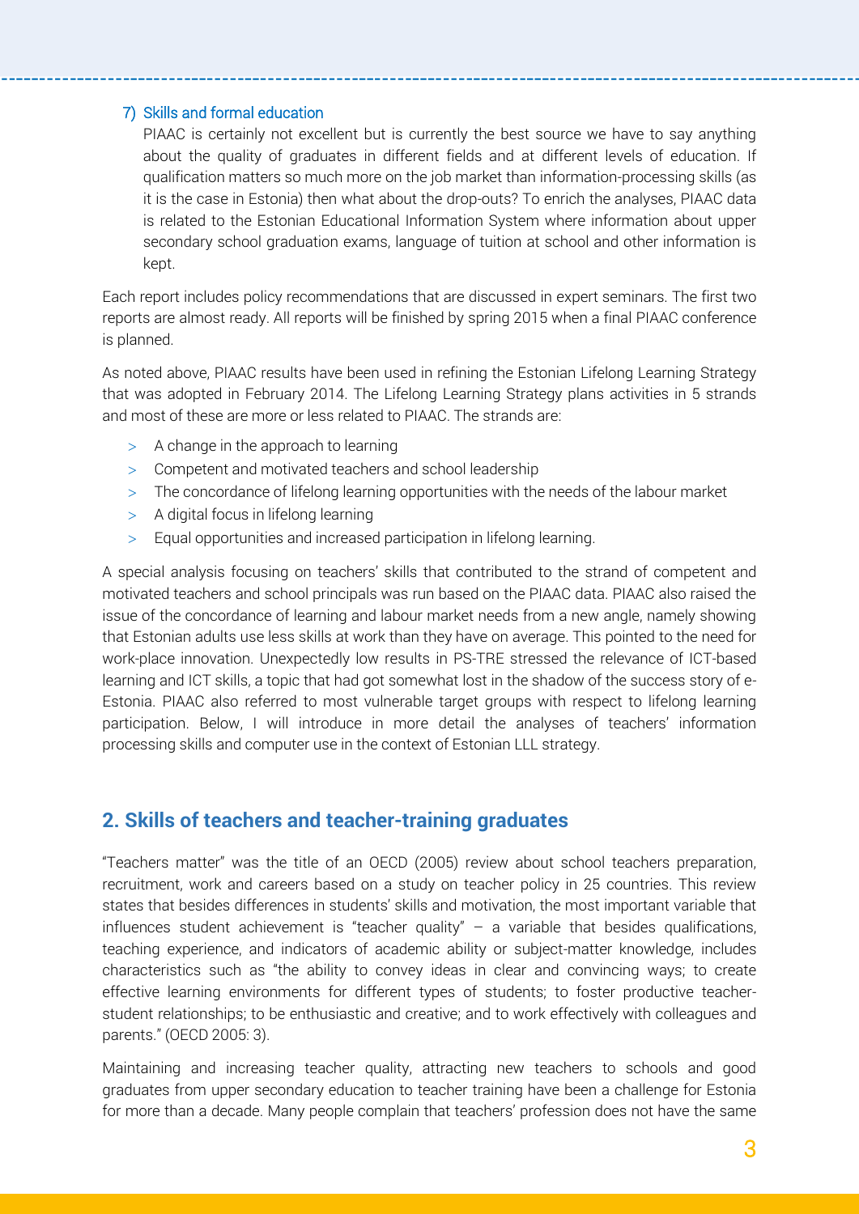7) Skills and formal education

PIAAC is certainly not excellent but is currently the best source we have to say anything about the quality of graduates in different fields and at different levels of education. If qualification matters so much more on the job market than information-processing skills (as it is the case in Estonia) then what about the drop-outs? To enrich the analyses, PIAAC data is related to the Estonian Educational Information System where information about upper secondary school graduation exams, language of tuition at school and other information is kept.

Each report includes policy recommendations that are discussed in expert seminars. The first two reports are almost ready. All reports will be finished by spring 2015 when a final PIAAC conference is planned.

As noted above, PIAAC results have been used in refining the Estonian Lifelong Learning Strategy that was adopted in February 2014. The Lifelong Learning Strategy plans activities in 5 strands and most of these are more or less related to PIAAC. The strands are:

- A change in the approach to learning
- Competent and motivated teachers and school leadership
- The concordance of lifelong learning opportunities with the needs of the labour market
- A digital focus in lifelong learning
- Equal opportunities and increased participation in lifelong learning.

A special analysis focusing on teachers' skills that contributed to the strand of competent and motivated teachers and school principals was run based on the PIAAC data. PIAAC also raised the issue of the concordance of learning and labour market needs from a new angle, namely showing that Estonian adults use less skills at work than they have on average. This pointed to the need for work-place innovation. Unexpectedly low results in PS-TRE stressed the relevance of ICT-based learning and ICT skills, a topic that had got somewhat lost in the shadow of the success story of e-Estonia. PIAAC also referred to most vulnerable target groups with respect to lifelong learning participation. Below, I will introduce in more detail the analyses of teachers' information processing skills and computer use in the context of Estonian LLL strategy.

## 2. Skills of teachers and teacher-training graduates

"Teachers matter" was the title of an OECD (2005) review about school teachers preparation, recruitment, work and careers based on a study on teacher policy in 25 countries. This review states that besides differences in students' skills and motivation, the most important variable that influences student achievement is "teacher quality" – a variable that besides qualifications, teaching experience, and indicators of academic ability or subject-matter knowledge, includes characteristics such as "the ability to convey ideas in clear and convincing ways; to create effective learning environments for different types of students; to foster productive teacher-student relationships; to be enthusiastic and creative; and to work effectively with colleagues and parents." (OECD 2005: 3).

Maintaining and increasing teacher quality, attracting new teachers to schools and good graduates from upper secondary education to teacher training have been a challenge for Estonia for more than a decade. Many people complain that teachers' profession does not have the same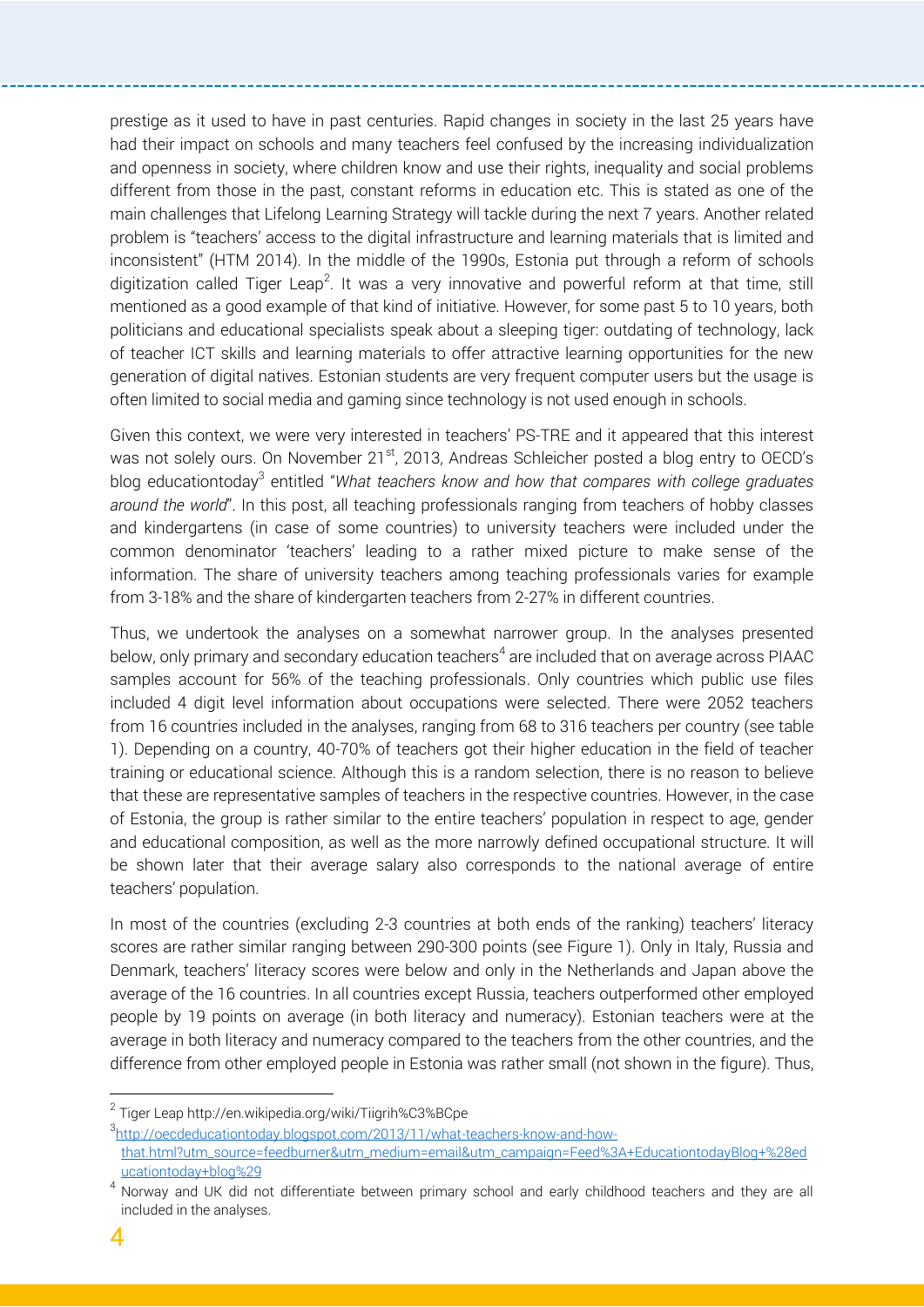prestige as it used to have in past centuries. Rapid changes in society in the last 25 years have had their impact on schools and many teachers feel confused by the increasing individualization and openness in society, where children know and use their rights, inequality and social problems different from those in the past, constant reforms in education etc. This is stated as one of the main challenges that Lifelong Learning Strategy will tackle during the next 7 years. Another related problem is "teachers' access to the digital infrastructure and learning materials that is limited and inconsistent" (HTM 2014). In the middle of the 1990s, Estonia put through a reform of schools digitization called Tiger Leap[2]. It was a very innovative and powerful reform at that time, still mentioned as a good example of that kind of initiative. However, for some past 5 to 10 years, both politicians and educational specialists speak about a sleeping tiger: outdating of technology, lack of teacher ICT skills and learning materials to offer attractive learning opportunities for the new generation of digital natives. Estonian students are very frequent computer users but the usage is often limited to social media and gaming since technology is not used enough in schools.

Given this context, we were very interested in teachers' PS-TRE and it appeared that this interest was not solely ours. On November 21st, 2013, Andreas Schleicher posted a blog entry to OECD's blog educationtoday[3] entitled "*What teachers know and how that compares with college graduates around the world*". In this post, all teaching professionals ranging from teachers of hobby classes and kindergartens (in case of some countries) to university teachers were included under the common denominator 'teachers' leading to a rather mixed picture to make sense of the information. The share of university teachers among teaching professionals varies for example from 3-18% and the share of kindergarten teachers from 2-27% in different countries.

Thus, we undertook the analyses on a somewhat narrower group. In the analyses presented below, only primary and secondary education teachers[4] are included that on average across PIAAC samples account for 56% of the teaching professionals. Only countries which public use files included 4 digit level information about occupations were selected. There were 2052 teachers from 16 countries included in the analyses, ranging from 68 to 316 teachers per country (see table 1). Depending on a country, 40-70% of teachers got their higher education in the field of teacher training or educational science. Although this is a random selection, there is no reason to believe that these are representative samples of teachers in the respective countries. However, in the case of Estonia, the group is rather similar to the entire teachers' population in respect to age, gender and educational composition, as well as the more narrowly defined occupational structure. It will be shown later that their average salary also corresponds to the national average of entire teachers' population.

In most of the countries (excluding 2-3 countries at both ends of the ranking) teachers' literacy scores are rather similar ranging between 290-300 points (see Figure 1). Only in Italy, Russia and Denmark, teachers' literacy scores were below and only in the Netherlands and Japan above the average of the 16 countries. In all countries except Russia, teachers outperformed other employed people by 19 points on average (in both literacy and numeracy). Estonian teachers were at the average in both literacy and numeracy compared to the teachers from the other countries, and the difference from other employed people in Estonia was rather small (not shown in the figure). Thus,

[2] Tiger Leap http://en.wikipedia.org/wiki/Tiigrih%C3%BCpe

[3] http://oecdeducationtoday.blogspot.com/2013/11/what-teachers-know-and-how-that.html?utm_source=feedburner&utm_medium=email&utm_campaign=Feed%3A+EducationtodayBlog+%28educationtoday+blog%29

[4] Norway and UK did not differentiate between primary school and early childhood teachers and they are all included in the analyses.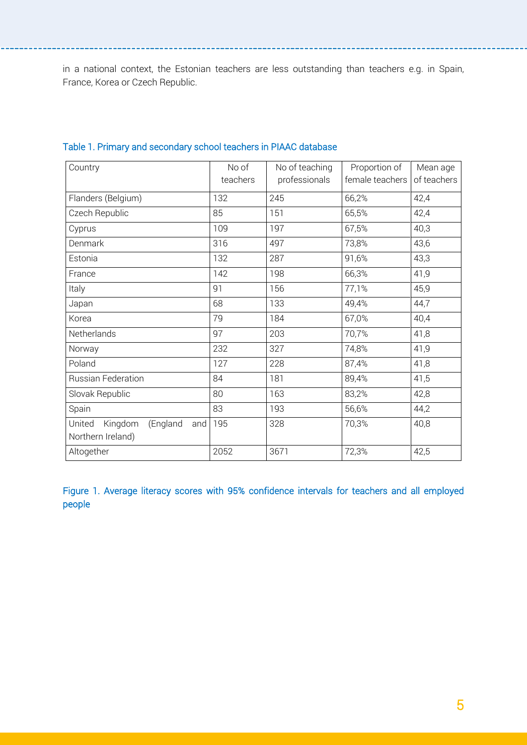in a national context, the Estonian teachers are less outstanding than teachers e.g. in Spain, France, Korea or Czech Republic.

Table 1. Primary and secondary school teachers in PIAAC database

| Country | No of teachers | No of teaching professionals | Proportion of female teachers | Mean age of teachers |
|---|---|---|---|---|
| Flanders (Belgium) | 132 | 245 | 66,2% | 42,4 |
| Czech Republic | 85 | 151 | 65,5% | 42,4 |
| Cyprus | 109 | 197 | 67,5% | 40,3 |
| Denmark | 316 | 497 | 73,8% | 43,6 |
| Estonia | 132 | 287 | 91,6% | 43,3 |
| France | 142 | 198 | 66,3% | 41,9 |
| Italy | 91 | 156 | 77,1% | 45,9 |
| Japan | 68 | 133 | 49,4% | 44,7 |
| Korea | 79 | 184 | 67,0% | 40,4 |
| Netherlands | 97 | 203 | 70,7% | 41,8 |
| Norway | 232 | 327 | 74,8% | 41,9 |
| Poland | 127 | 228 | 87,4% | 41,8 |
| Russian Federation | 84 | 181 | 89,4% | 41,5 |
| Slovak Republic | 80 | 163 | 83,2% | 42,8 |
| Spain | 83 | 193 | 56,6% | 44,2 |
| United Kingdom (England and Northern Ireland) | 195 | 328 | 70,3% | 40,8 |
| Altogether | 2052 | 3671 | 72,3% | 42,5 |

Figure 1. Average literacy scores with 95% confidence intervals for teachers and all employed people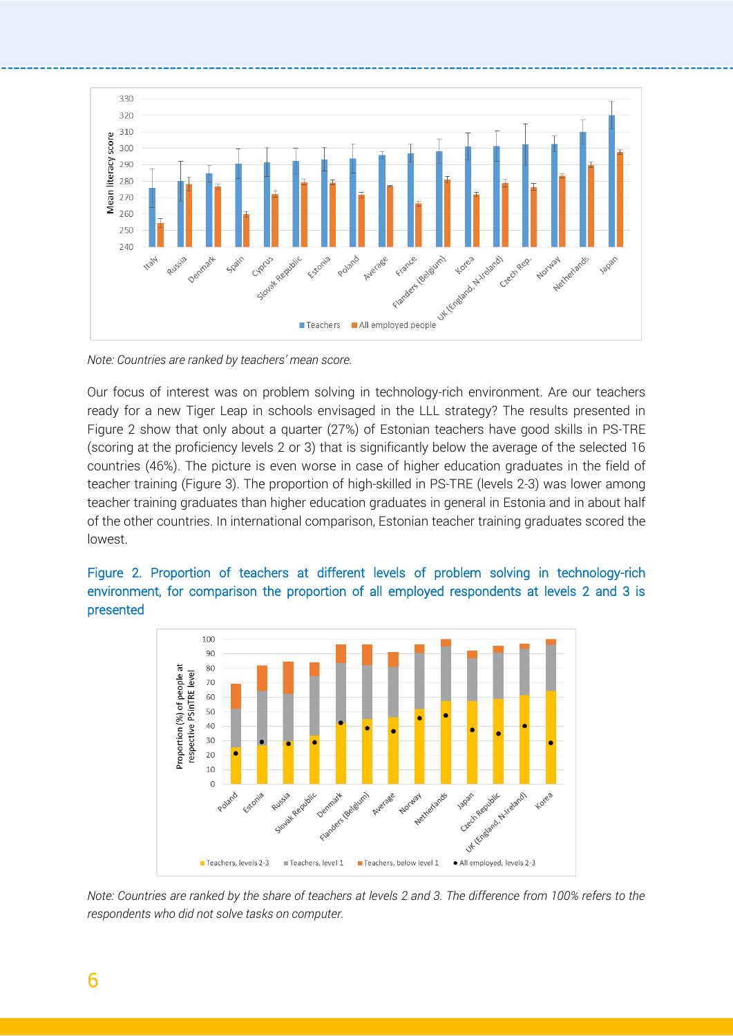*Note: Countries are ranked by teachers' mean score.*

Our focus of interest was on problem solving in technology-rich environment. Are our teachers ready for a new Tiger Leap in schools envisaged in the LLL strategy? The results presented in Figure 2 show that only about a quarter (27%) of Estonian teachers have good skills in PS-TRE (scoring at the proficiency levels 2 or 3) that is significantly below the average of the selected 16 countries (46%). The picture is even worse in case of higher education graduates in the field of teacher training (Figure 3). The proportion of high-skilled in PS-TRE (levels 2-3) was lower among teacher training graduates than higher education graduates in general in Estonia and in about half of the other countries. In international comparison, Estonian teacher training graduates scored the lowest.

Figure 2. Proportion of teachers at different levels of problem solving in technology-rich environment, for comparison the proportion of all employed respondents at levels 2 and 3 is presented

*Note: Countries are ranked by the share of teachers at levels 2 and 3. The difference from 100% refers to the respondents who did not solve tasks on computer.*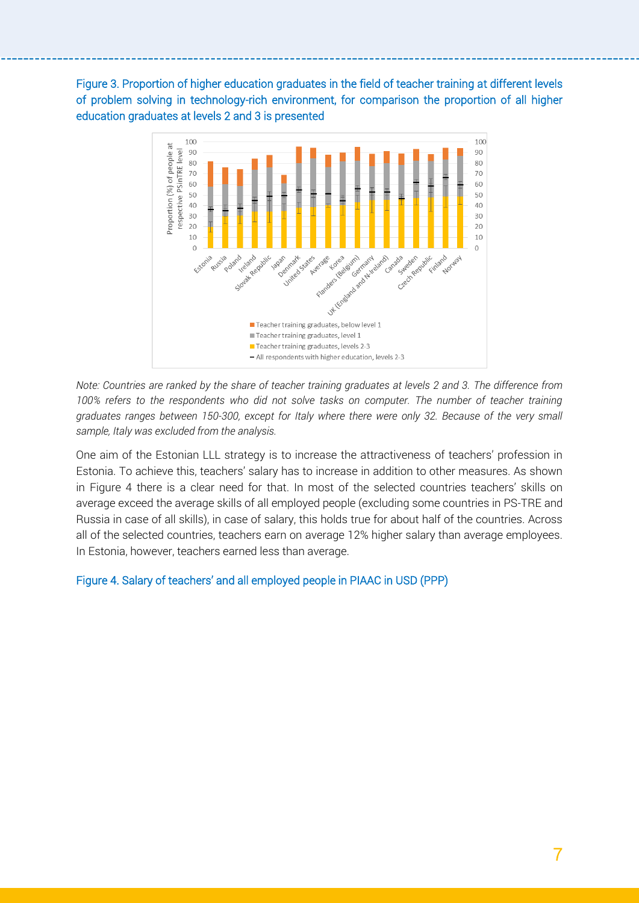Figure 3. Proportion of higher education graduates in the field of teacher training at different levels of problem solving in technology-rich environment, for comparison the proportion of all higher education graduates at levels 2 and 3 is presented

*Note: Countries are ranked by the share of teacher training graduates at levels 2 and 3. The difference from 100% refers to the respondents who did not solve tasks on computer. The number of teacher training graduates ranges between 150-300, except for Italy where there were only 32. Because of the very small sample, Italy was excluded from the analysis.*

One aim of the Estonian LLL strategy is to increase the attractiveness of teachers' profession in Estonia. To achieve this, teachers' salary has to increase in addition to other measures. As shown in Figure 4 there is a clear need for that. In most of the selected countries teachers' skills on average exceed the average skills of all employed people (excluding some countries in PS-TRE and Russia in case of all skills), in case of salary, this holds true for about half of the countries. Across all of the selected countries, teachers earn on average 12% higher salary than average employees. In Estonia, however, teachers earned less than average.

Figure 4. Salary of teachers' and all employed people in PIAAC in USD (PPP)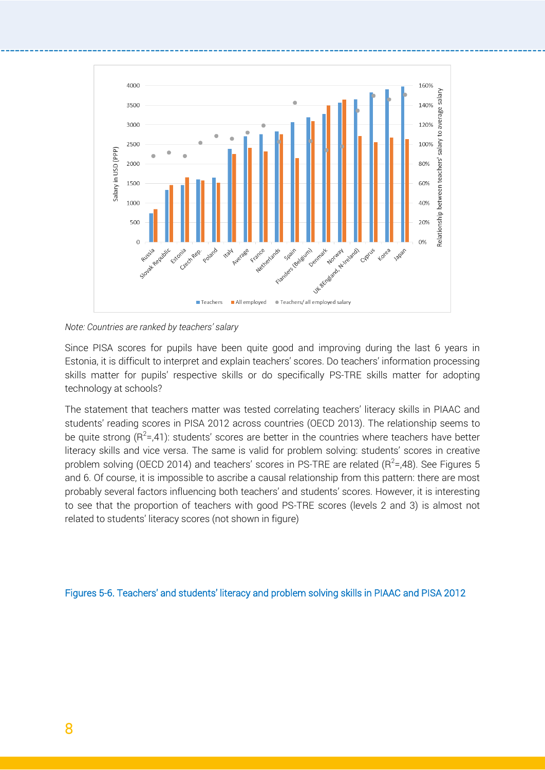Note: Countries are ranked by teachers' salary

Since PISA scores for pupils have been quite good and improving during the last 6 years in Estonia, it is difficult to interpret and explain teachers' scores. Do teachers' information processing skills matter for pupils' respective skills or do specifically PS-TRE skills matter for adopting technology at schools?

The statement that teachers matter was tested correlating teachers' literacy skills in PIAAC and students' reading scores in PISA 2012 across countries (OECD 2013). The relationship seems to be quite strong ($R^2$=,41): students' scores are better in the countries where teachers have better literacy skills and vice versa. The same is valid for problem solving: students' scores in creative problem solving (OECD 2014) and teachers' scores in PS-TRE are related ($R^2$=,48). See Figures 5 and 6. Of course, it is impossible to ascribe a causal relationship from this pattern: there are most probably several factors influencing both teachers' and students' scores. However, it is interesting to see that the proportion of teachers with good PS-TRE scores (levels 2 and 3) is almost not related to students' literacy scores (not shown in figure)

Figures 5-6. Teachers' and students' literacy and problem solving skills in PIAAC and PISA 2012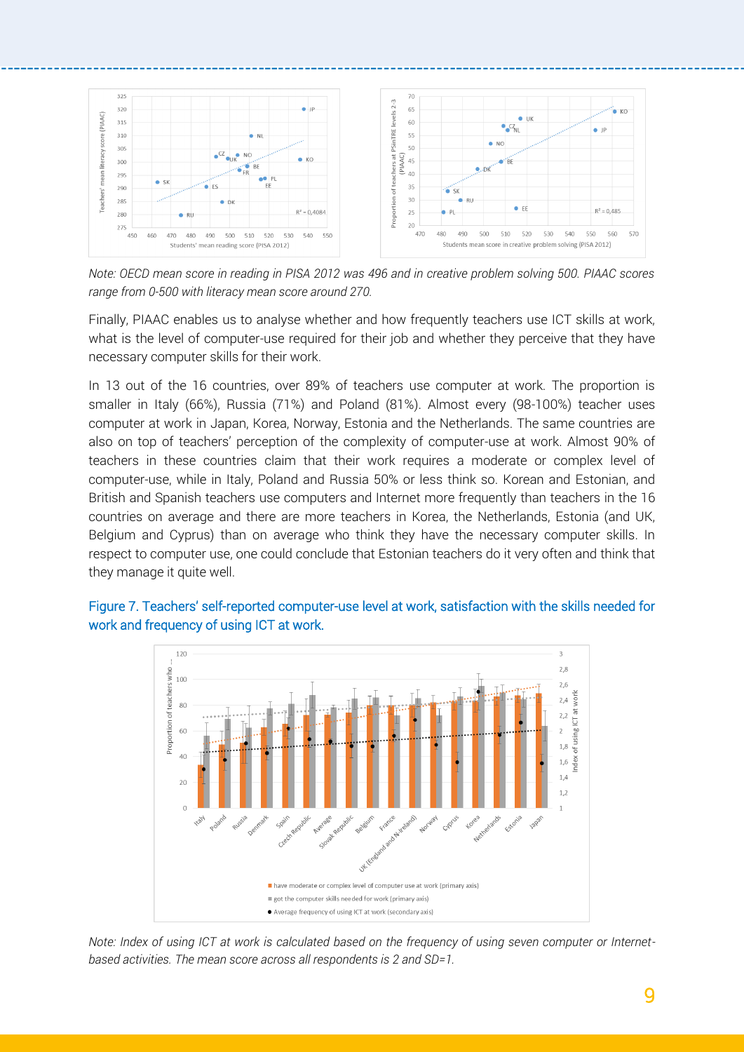*Note: OECD mean score in reading in PISA 2012 was 496 and in creative problem solving 500. PIAAC scores range from 0-500 with literacy mean score around 270.*

Finally, PIAAC enables us to analyse whether and how frequently teachers use ICT skills at work, what is the level of computer-use required for their job and whether they perceive that they have necessary computer skills for their work.

In 13 out of the 16 countries, over 89% of teachers use computer at work. The proportion is smaller in Italy (66%), Russia (71%) and Poland (81%). Almost every (98-100%) teacher uses computer at work in Japan, Korea, Norway, Estonia and the Netherlands. The same countries are also on top of teachers' perception of the complexity of computer-use at work. Almost 90% of teachers in these countries claim that their work requires a moderate or complex level of computer-use, while in Italy, Poland and Russia 50% or less think so. Korean and Estonian, and British and Spanish teachers use computers and Internet more frequently than teachers in the 16 countries on average and there are more teachers in Korea, the Netherlands, Estonia (and UK, Belgium and Cyprus) than on average who think they have the necessary computer skills. In respect to computer use, one could conclude that Estonian teachers do it very often and think that they manage it quite well.

## Figure 7. Teachers' self-reported computer-use level at work, satisfaction with the skills needed for work and frequency of using ICT at work.

*Note: Index of using ICT at work is calculated based on the frequency of using seven computer or Internet-based activities. The mean score across all respondents is 2 and SD=1.*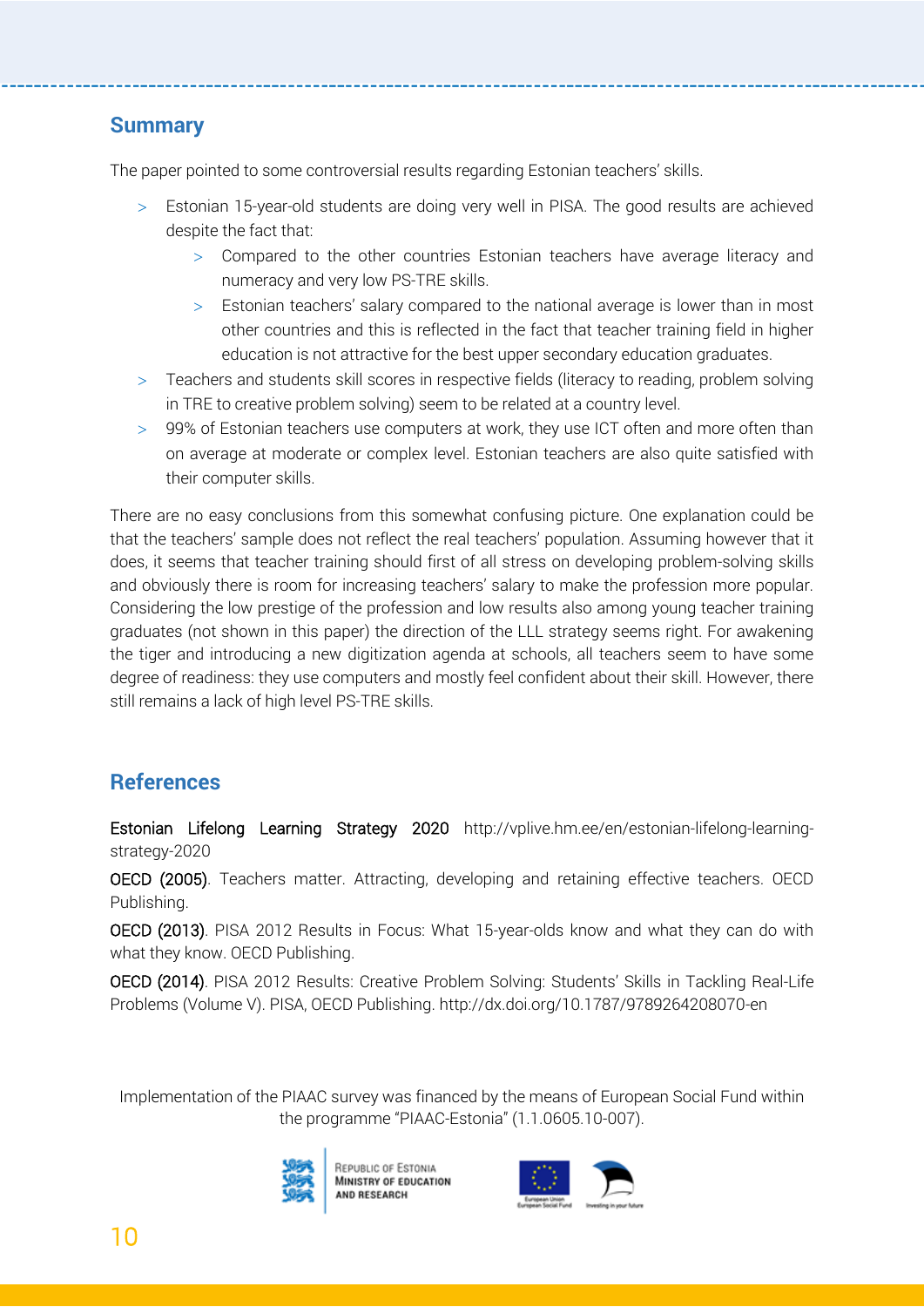## Summary

The paper pointed to some controversial results regarding Estonian teachers' skills.

- Estonian 15-year-old students are doing very well in PISA. The good results are achieved despite the fact that:
  - Compared to the other countries Estonian teachers have average literacy and numeracy and very low PS-TRE skills.
  - Estonian teachers' salary compared to the national average is lower than in most other countries and this is reflected in the fact that teacher training field in higher education is not attractive for the best upper secondary education graduates.
- Teachers and students skill scores in respective fields (literacy to reading, problem solving in TRE to creative problem solving) seem to be related at a country level.
- 99% of Estonian teachers use computers at work, they use ICT often and more often than on average at moderate or complex level. Estonian teachers are also quite satisfied with their computer skills.

There are no easy conclusions from this somewhat confusing picture. One explanation could be that the teachers' sample does not reflect the real teachers' population. Assuming however that it does, it seems that teacher training should first of all stress on developing problem-solving skills and obviously there is room for increasing teachers' salary to make the profession more popular. Considering the low prestige of the profession and low results also among young teacher training graduates (not shown in this paper) the direction of the LLL strategy seems right. For awakening the tiger and introducing a new digitization agenda at schools, all teachers seem to have some degree of readiness: they use computers and mostly feel confident about their skill. However, there still remains a lack of high level PS-TRE skills.

## References

**Estonian Lifelong Learning Strategy 2020** http://vplive.hm.ee/en/estonian-lifelong-learning-strategy-2020

**OECD (2005)**. Teachers matter. Attracting, developing and retaining effective teachers. OECD Publishing.

**OECD (2013)**. PISA 2012 Results in Focus: What 15-year-olds know and what they can do with what they know. OECD Publishing.

**OECD (2014)**. PISA 2012 Results: Creative Problem Solving: Students' Skills in Tackling Real-Life Problems (Volume V). PISA, OECD Publishing. http://dx.doi.org/10.1787/9789264208070-en

Implementation of the PIAAC survey was financed by the means of European Social Fund within the programme "PIAAC-Estonia" (1.1.0605.10-007).

Republic of Estonia Ministry of Education and Research

European Union European Social Fund

Investing in your future